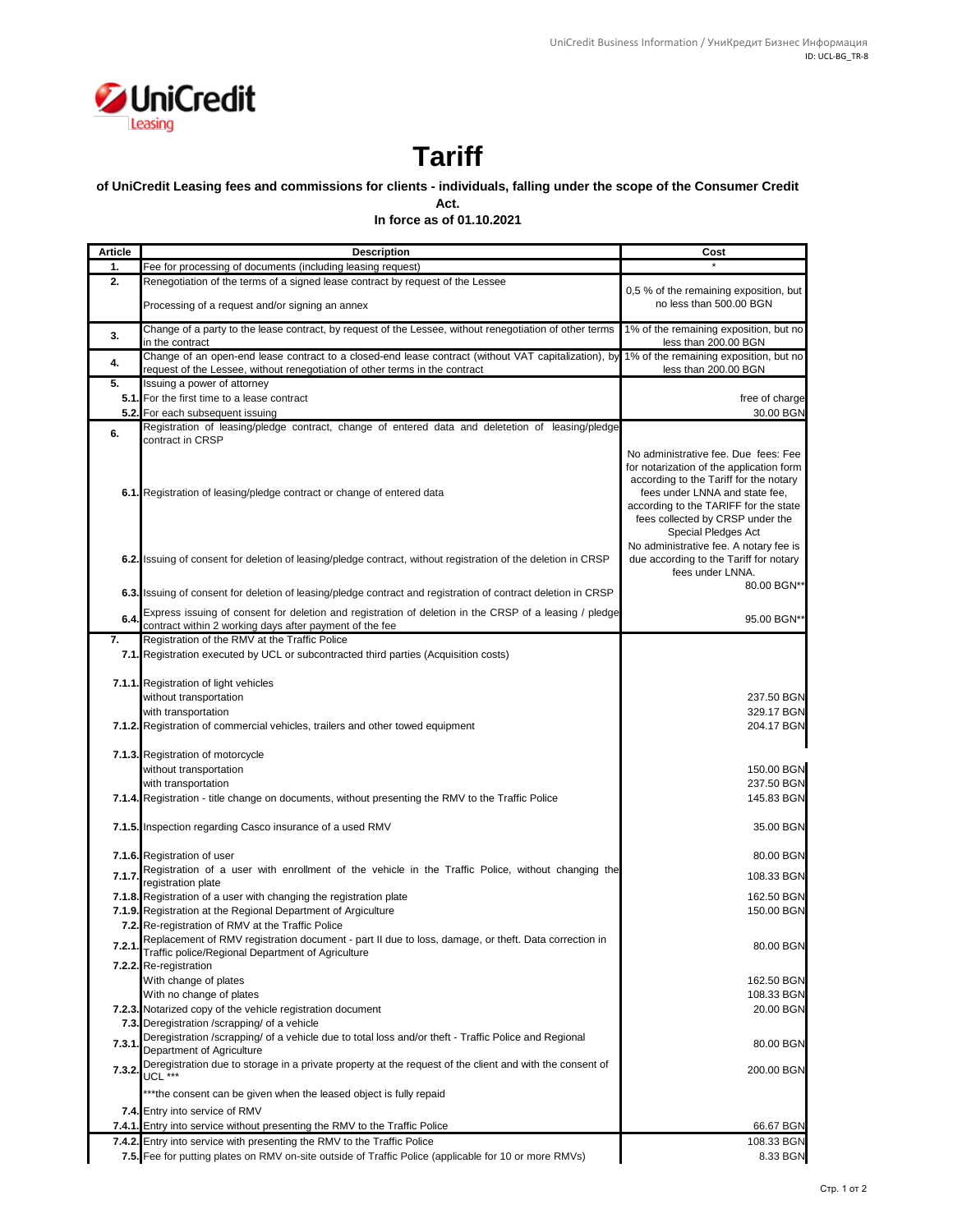UniCredit Leasing

# Tariff

### of UniCredit Leasing fees and commissions for clients - individuals, falling under the scope of the Consumer Credit Act.

**In force as of 01.10.2021**

| Article | Description | Cost |
|---|---|---|
| **1.** | Fee for processing of documents (including leasing request) | * |
| **2.** | Renegotiation of the terms of a signed lease contract by request of the Lessee<br><br>Processing of a request and/or signing an annex | 0,5 % of the remaining exposition, but no less than 500.00 BGN |
| **3.** | Change of a party to the lease contract, by request of the Lessee, without renegotiation of other terms in the contract | 1% of the remaining exposition, but no less than 200.00 BGN |
| **4.** | Change of an open-end lease contract to a closed-end lease contract (without VAT capitalization), by request of the Lessee, without renegotiation of other terms in the contract | 1% of the remaining exposition, but no less than 200.00 BGN |
| **5.** | Issuing a power of attorney | |
| **5.1.** | For the first time to a lease contract | free of charge |
| **5.2.** | For each subsequent issuing | 30.00 BGN |
| **6.** | Registration of leasing/pledge contract, change of entered data and deletetion of leasing/pledge contract in CRSP | |
| **6.1.** | Registration of leasing/pledge contract or change of entered data | No administrative fee. Due fees: Fee for notarization of the application form according to the Tariff for the notary fees under LNNA and state fee, according to the TARIFF for the state fees collected by CRSP under the Special Pledges Act |
| **6.2.** | Issuing of consent for deletion of leasing/pledge contract, without registration of the deletion in CRSP | No administrative fee. A notary fee is due according to the Tariff for notary fees under LNNA. |
| **6.3.** | Issuing of consent for deletion of leasing/pledge contract and registration of contract deletion in CRSP | 80.00 BGN** |
| **6.4.** | Express issuing of consent for deletion and registration of deletion in the CRSP of a leasing / pledge contract within 2 working days after payment of the fee | 95.00 BGN** |
| **7.** | Registration of the RMV at the Traffic Police | |
| **7.1.** | Registration executed by UCL or subcontracted third parties (Acquisition costs) | |
| **7.1.1.** | Registration of light vehicles | |
| | without transportation | 237.50 BGN |
| | with transportation | 329.17 BGN |
| **7.1.2.** | Registration of commercial vehicles, trailers and other towed equipment | 204.17 BGN |
| **7.1.3.** | Registration of motorcycle | |
| | without transportation | 150.00 BGN |
| | with transportation | 237.50 BGN |
| **7.1.4.** | Registration - title change on documents, without presenting the RMV to the Traffic Police | 145.83 BGN |
| **7.1.5.** | Inspection regarding Casco insurance of a used RMV | 35.00 BGN |
| **7.1.6.** | Registration of user | 80.00 BGN |
| **7.1.7.** | Registration of a user with enrollment of the vehicle in the Traffic Police, without changing the registration plate | 108.33 BGN |
| **7.1.8.** | Registration of a user with changing the registration plate | 162.50 BGN |
| **7.1.9.** | Registration at the Regional Department of Argiculture | 150.00 BGN |
| **7.2.** | Re-registration of RMV at the Traffic Police | |
| **7.2.1.** | Replacement of RMV registration document - part II due to loss, damage, or theft. Data correction in Traffic police/Regional Department of Agriculture | 80.00 BGN |
| **7.2.2.** | Re-registration | |
| | With change of plates | 162.50 BGN |
| | With no change of plates | 108.33 BGN |
| **7.2.3.** | Notarized copy of the vehicle registration document | 20.00 BGN |
| **7.3.** | Deregistration /scrapping/ of a vehicle | |
| **7.3.1.** | Deregistration /scrapping/ of a vehicle due to total loss and/or theft - Traffic Police and Regional Department of Agriculture | 80.00 BGN |
| **7.3.2.** | Deregistration due to storage in a private property at the request of the client and with the consent of UCL *** | 200.00 BGN |
| | ***the consent can be given when the leased object is fully repaid | |
| **7.4.** | Entry into service of RMV | |
| **7.4.1.** | Entry into service without presenting the RMV to the Traffic Police | 66.67 BGN |
| **7.4.2.** | Entry into service with presenting the RMV to the Traffic Police | 108.33 BGN |
| **7.5.** | Fee for putting plates on RMV on-site outside of Traffic Police (applicable for 10 or more RMVs) | 8.33 BGN |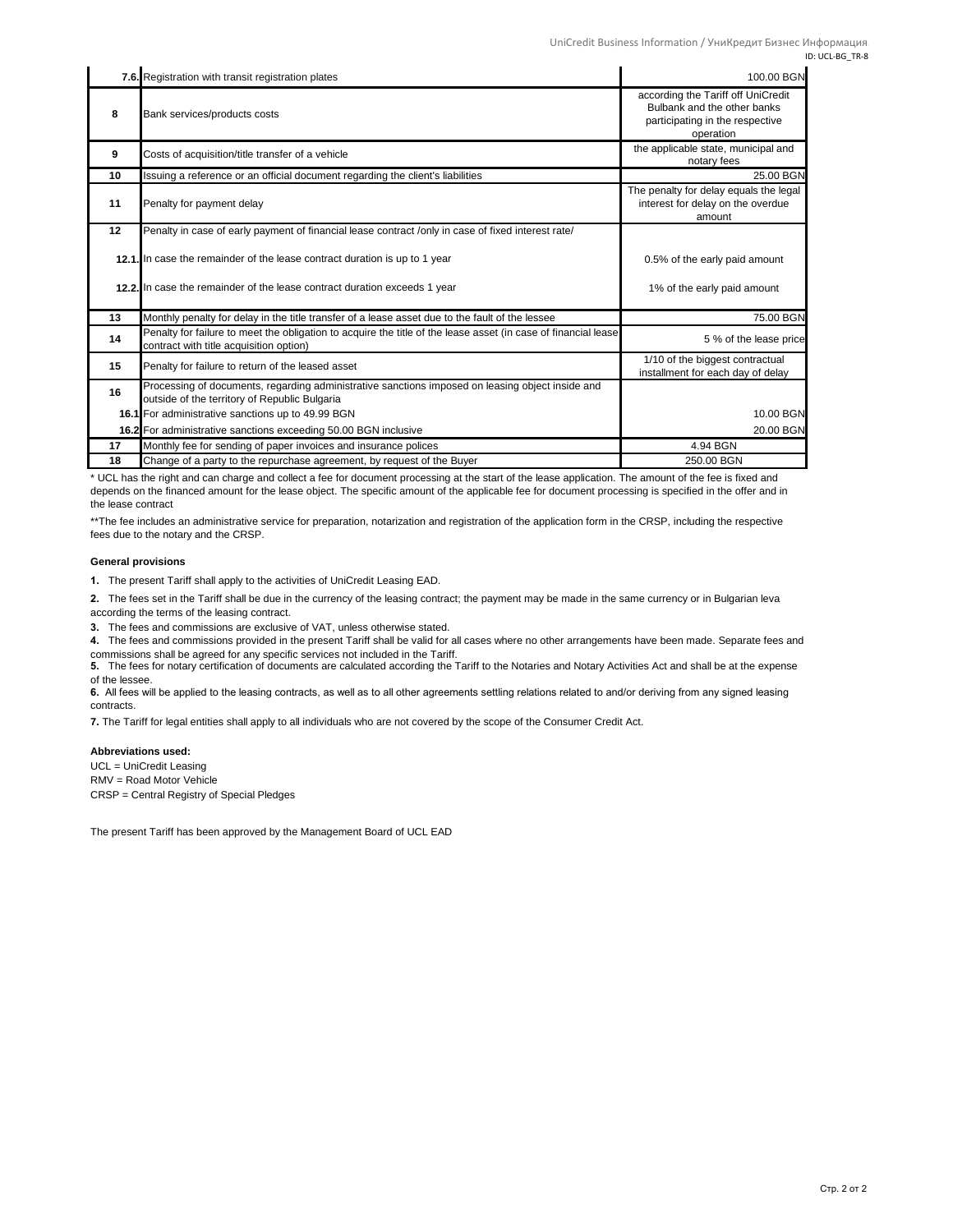| | | |
|---|---|---|
| 7.6. | Registration with transit registration plates | 100.00 BGN |
| 8 | Bank services/products costs | according the Tariff off UniCredit Bulbank and the other banks participating in the respective operation |
| 9 | Costs of acquisition/title transfer of a vehicle | the applicable state, municipal and notary fees |
| 10 | Issuing a reference or an official document regarding the client's liabilities | 25.00 BGN |
| 11 | Penalty for payment delay | The penalty for delay equals the legal interest for delay on the overdue amount |
| 12 | Penalty in case of early payment of financial lease contract /only in case of fixed interest rate/ | |
| 12.1. | In case the remainder of the lease contract duration is up to 1 year | 0.5% of the early paid amount |
| 12.2. | In case the remainder of the lease contract duration exceeds 1 year | 1% of the early paid amount |
| 13 | Monthly penalty for delay in the title transfer of a lease asset due to the fault of the lessee | 75.00 BGN |
| 14 | Penalty for failure to meet the obligation to acquire the title of the lease asset (in case of financial lease contract with title acquisition option) | 5 % of the lease price |
| 15 | Penalty for failure to return of the leased asset | 1/10 of the biggest contractual installment for each day of delay |
| 16 | Processing of documents, regarding administrative sanctions imposed on leasing object inside and outside of the territory of Republic Bulgaria | |
| 16.1 | For administrative sanctions up to 49.99 BGN | 10.00 BGN |
| 16.2 | For administrative sanctions exceeding 50.00 BGN inclusive | 20.00 BGN |
| 17 | Monthly fee for sending of paper invoices and insurance polices | 4.94 BGN |
| 18 | Change of a party to the repurchase agreement, by request of the Buyer | 250.00 BGN |

* UCL has the right and can charge and collect a fee for document processing at the start of the lease application. The amount of the fee is fixed and depends on the financed amount for the lease object. The specific amount of the applicable fee for document processing is specified in the offer and in the lease contract

**The fee includes an administrative service for preparation, notarization and registration of the application form in the CRSP, including the respective fees due to the notary and the CRSP.

**General provisions**

**1.** The present Tariff shall apply to the activities of UniCredit Leasing EAD.

**2.** The fees set in the Tariff shall be due in the currency of the leasing contract; the payment may be made in the same currency or in Bulgarian leva according the terms of the leasing contract.

**3.** The fees and commissions are exclusive of VAT, unless otherwise stated.

**4.** The fees and commissions provided in the present Tariff shall be valid for all cases where no other arrangements have been made. Separate fees and commissions shall be agreed for any specific services not included in the Tariff.

**5.** The fees for notary certification of documents are calculated according the Tariff to the Notaries and Notary Activities Act and shall be at the expense of the lessee.

**6.** All fees will be applied to the leasing contracts, as well as to all other agreements settling relations related to and/or deriving from any signed leasing contracts.

**7.** The Tariff for legal entities shall apply to all individuals who are not covered by the scope of the Consumer Credit Act.

**Abbreviations used:**

UCL = UniCredit Leasing
RMV = Road Motor Vehicle
CRSP = Central Registry of Special Pledges

The present Tariff has been approved by the Management Board of UCL EAD